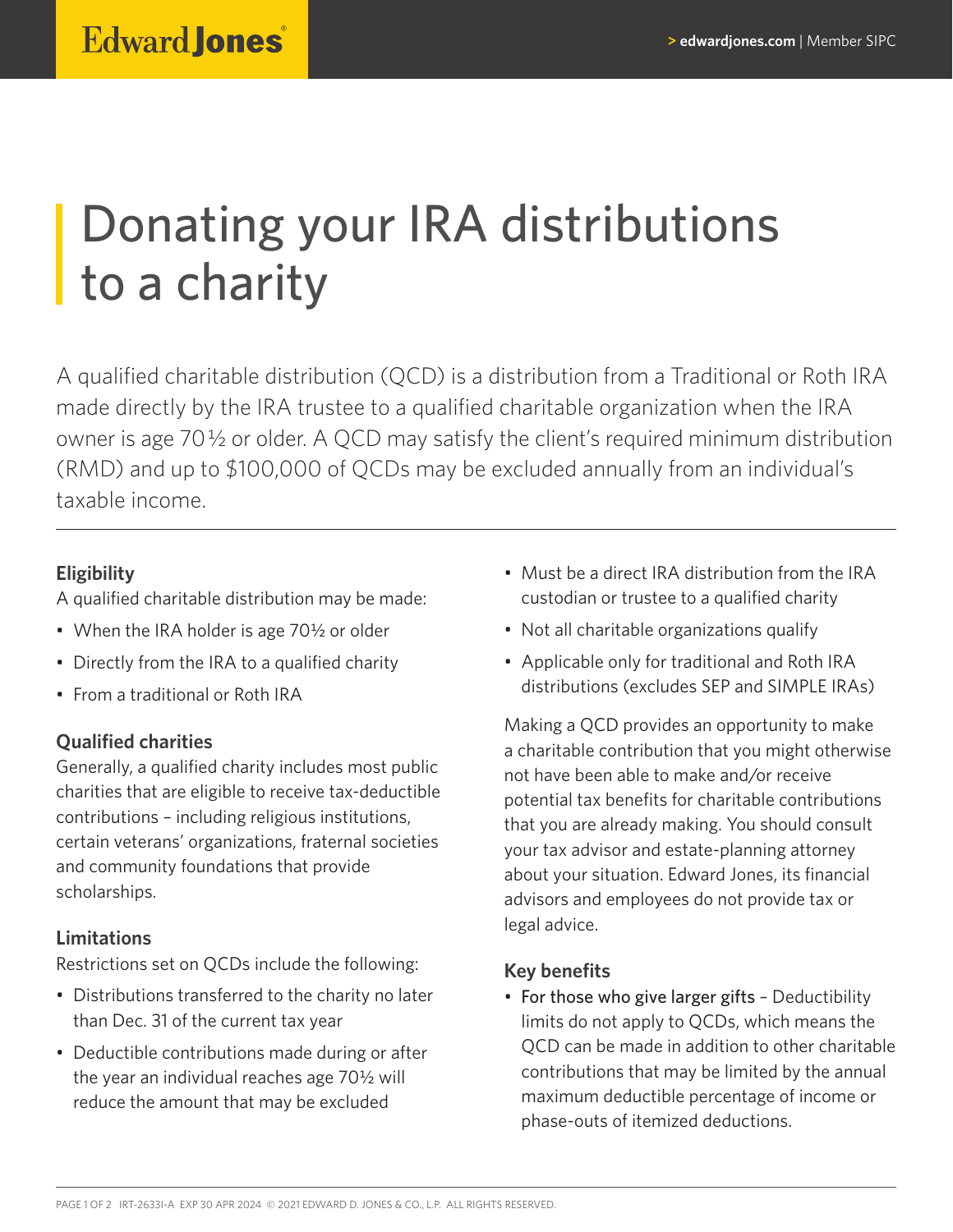# Donating your IRA distributions to a charity

A qualified charitable distribution (QCD) is a distribution from a Traditional or Roth IRA made directly by the IRA trustee to a qualified charitable organization when the IRA owner is age 70½ or older. A QCD may satisfy the client's required minimum distribution (RMD) and up to $100,000 of QCDs may be excluded annually from an individual's taxable income.

---

### Eligibility

A qualified charitable distribution may be made:

- When the IRA holder is age 70½ or older
- Directly from the IRA to a qualified charity
- From a traditional or Roth IRA

### Qualified charities

Generally, a qualified charity includes most public charities that are eligible to receive tax-deductible contributions – including religious institutions, certain veterans' organizations, fraternal societies and community foundations that provide scholarships.

### Limitations

Restrictions set on QCDs include the following:

- Distributions transferred to the charity no later than Dec. 31 of the current tax year
- Deductible contributions made during or after the year an individual reaches age 70½ will reduce the amount that may be excluded
- Must be a direct IRA distribution from the IRA custodian or trustee to a qualified charity
- Not all charitable organizations qualify
- Applicable only for traditional and Roth IRA distributions (excludes SEP and SIMPLE IRAs)

Making a QCD provides an opportunity to make a charitable contribution that you might otherwise not have been able to make and/or receive potential tax benefits for charitable contributions that you are already making. You should consult your tax advisor and estate-planning attorney about your situation. Edward Jones, its financial advisors and employees do not provide tax or legal advice.

### Key benefits

- For those who give larger gifts – Deductibility limits do not apply to QCDs, which means the QCD can be made in addition to other charitable contributions that may be limited by the annual maximum deductible percentage of income or phase-outs of itemized deductions.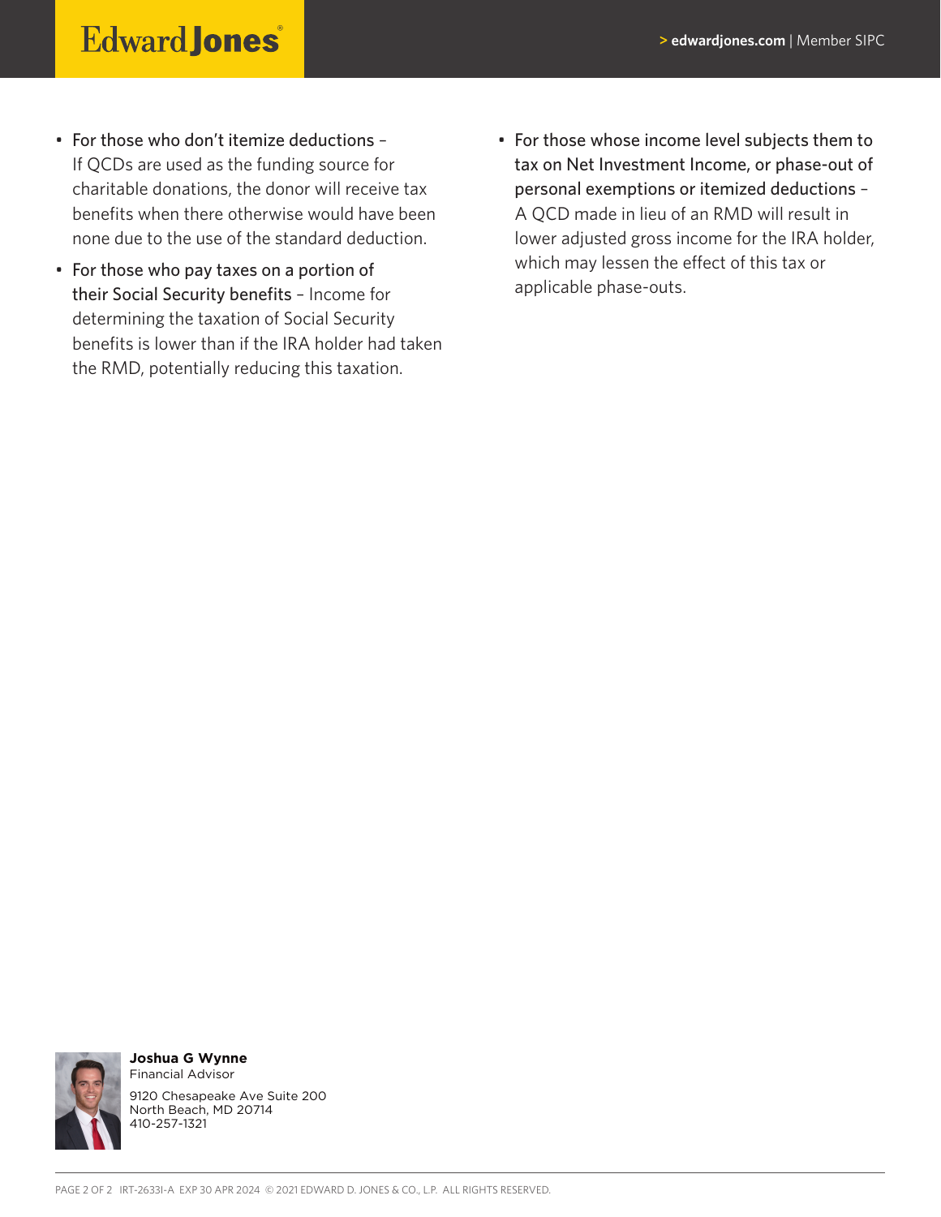- For those who don't itemize deductions – If QCDs are used as the funding source for charitable donations, the donor will receive tax benefits when there otherwise would have been none due to the use of the standard deduction.
- For those who pay taxes on a portion of their Social Security benefits – Income for determining the taxation of Social Security benefits is lower than if the IRA holder had taken the RMD, potentially reducing this taxation.
- For those whose income level subjects them to tax on Net Investment Income, or phase-out of personal exemptions or itemized deductions – A QCD made in lieu of an RMD will result in lower adjusted gross income for the IRA holder, which may lessen the effect of this tax or applicable phase-outs.

**Joshua G Wynne**
Financial Advisor

9120 Chesapeake Ave Suite 200
North Beach, MD 20714
410-257-1321

IRT-2633I-A EXP 30 APR 2024 © 2021 EDWARD D. JONES & CO., L.P. ALL RIGHTS RESERVED.